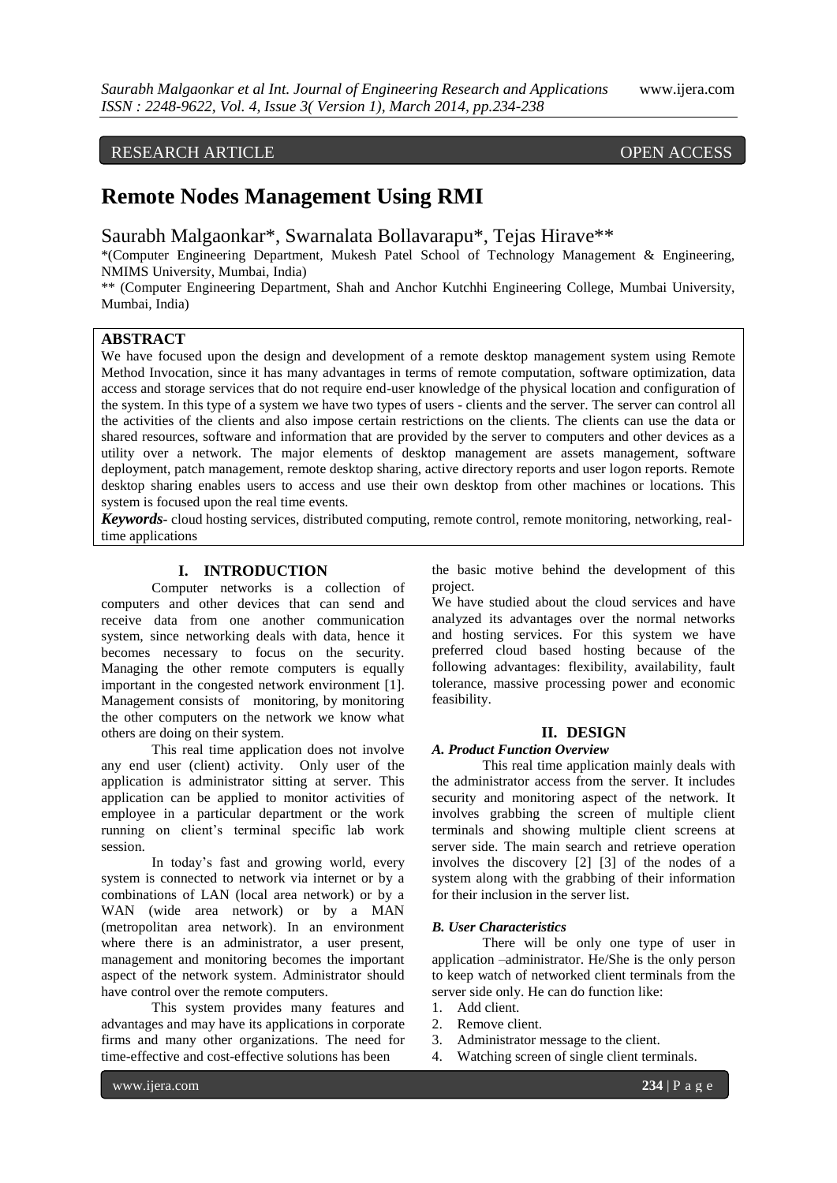RESEARCH ARTICLE OPEN ACCESS

# Remote Nodes Management Using RMI

Saurabh Malgaonkar*, Swarnalata Bollavarapu*, Tejas Hirave**

*(Computer Engineering Department, Mukesh Patel School of Technology Management & Engineering, NMIMS University, Mumbai, India)

** (Computer Engineering Department, Shah and Anchor Kutchhi Engineering College, Mumbai University, Mumbai, India)

## ABSTRACT

We have focused upon the design and development of a remote desktop management system using Remote Method Invocation, since it has many advantages in terms of remote computation, software optimization, data access and storage services that do not require end-user knowledge of the physical location and configuration of the system. In this type of a system we have two types of users - clients and the server. The server can control all the activities of the clients and also impose certain restrictions on the clients. The clients can use the data or shared resources, software and information that are provided by the server to computers and other devices as a utility over a network. The major elements of desktop management are assets management, software deployment, patch management, remote desktop sharing, active directory reports and user logon reports. Remote desktop sharing enables users to access and use their own desktop from other machines or locations. This system is focused upon the real time events.

***Keywords***- cloud hosting services, distributed computing, remote control, remote monitoring, networking, real-time applications

## I. INTRODUCTION

Computer networks is a collection of computers and other devices that can send and receive data from one another communication system, since networking deals with data, hence it becomes necessary to focus on the security. Managing the other remote computers is equally important in the congested network environment [1]. Management consists of monitoring, by monitoring the other computers on the network we know what others are doing on their system.

This real time application does not involve any end user (client) activity. Only user of the application is administrator sitting at server. This application can be applied to monitor activities of employee in a particular department or the work running on client's terminal specific lab work session.

In today's fast and growing world, every system is connected to network via internet or by a combinations of LAN (local area network) or by a WAN (wide area network) or by a MAN (metropolitan area network). In an environment where there is an administrator, a user present, management and monitoring becomes the important aspect of the network system. Administrator should have control over the remote computers.

This system provides many features and advantages and may have its applications in corporate firms and many other organizations. The need for time-effective and cost-effective solutions has been the basic motive behind the development of this project.

We have studied about the cloud services and have analyzed its advantages over the normal networks and hosting services. For this system we have preferred cloud based hosting because of the following advantages: flexibility, availability, fault tolerance, massive processing power and economic feasibility.

## II. DESIGN

### *A. Product Function Overview*

This real time application mainly deals with the administrator access from the server. It includes security and monitoring aspect of the network. It involves grabbing the screen of multiple client terminals and showing multiple client screens at server side. The main search and retrieve operation involves the discovery [2] [3] of the nodes of a system along with the grabbing of their information for their inclusion in the server list.

### *B. User Characteristics*

There will be only one type of user in application –administrator. He/She is the only person to keep watch of networked client terminals from the server side only. He can do function like:

1. Add client.
2. Remove client.
3. Administrator message to the client.
4. Watching screen of single client terminals.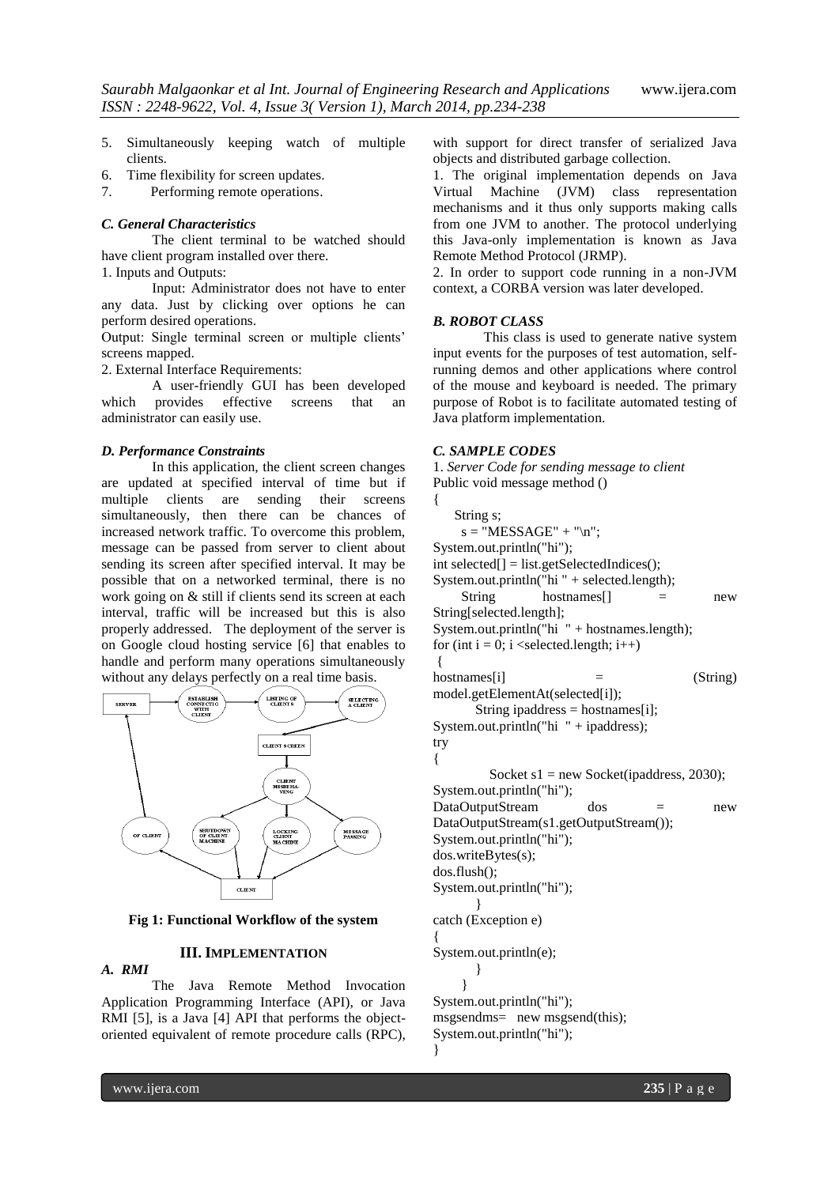5. Simultaneously keeping watch of multiple clients.
6. Time flexibility for screen updates.
7. Performing remote operations.

### *C. General Characteristics*

The client terminal to be watched should have client program installed over there.

1. Inputs and Outputs:

Input: Administrator does not have to enter any data. Just by clicking over options he can perform desired operations.

Output: Single terminal screen or multiple clients' screens mapped.

2. External Interface Requirements:

A user-friendly GUI has been developed which provides effective screens that an administrator can easily use.

### *D. Performance Constraints*

In this application, the client screen changes are updated at specified interval of time but if multiple clients are sending their screens simultaneously, then there can be chances of increased network traffic. To overcome this problem, message can be passed from server to client about sending its screen after specified interval. It may be possible that on a networked terminal, there is no work going on & still if clients send its screen at each interval, traffic will be increased but this is also properly addressed. The deployment of the server is on Google cloud hosting service [6] that enables to handle and perform many operations simultaneously without any delays perfectly on a real time basis.

**Fig 1: Functional Workflow of the system**

## III. IMPLEMENTATION

### *A. RMI*

The Java Remote Method Invocation Application Programming Interface (API), or Java RMI [5], is a Java [4] API that performs the object-oriented equivalent of remote procedure calls (RPC), with support for direct transfer of serialized Java objects and distributed garbage collection.

1. The original implementation depends on Java Virtual Machine (JVM) class representation mechanisms and it thus only supports making calls from one JVM to another. The protocol underlying this Java-only implementation is known as Java Remote Method Protocol (JRMP).

2. In order to support code running in a non-JVM context, a CORBA version was later developed.

### *B. ROBOT CLASS*

This class is used to generate native system input events for the purposes of test automation, self-running demos and other applications where control of the mouse and keyboard is needed. The primary purpose of Robot is to facilitate automated testing of Java platform implementation.

### *C. SAMPLE CODES*

1. *Server Code for sending message to client*

```
Public void message method ()
{
    String s;
     s = "MESSAGE" + "\n";
System.out.println("hi");
int selected[] = list.getSelectedIndices();
System.out.println("hi " + selected.length);
    String hostnames[] = new String[selected.length];
System.out.println("hi  " + hostnames.length);
for (int i = 0; i <selected.length; i++)
 {
hostnames[i] = (String) model.getElementAt(selected[i]);
       String ipaddress = hostnames[i];
System.out.println("hi  " + ipaddress);
try
{
         Socket s1 = new Socket(ipaddress, 2030);
System.out.println("hi");
DataOutputStream dos = new DataOutputStream(s1.getOutputStream());
System.out.println("hi");
dos.writeBytes(s);
dos.flush();
System.out.println("hi");
        }
catch (Exception e)
{
System.out.println(e);
        }
     }
System.out.println("hi");
msgsendms= new msgsend(this);
System.out.println("hi");
}
```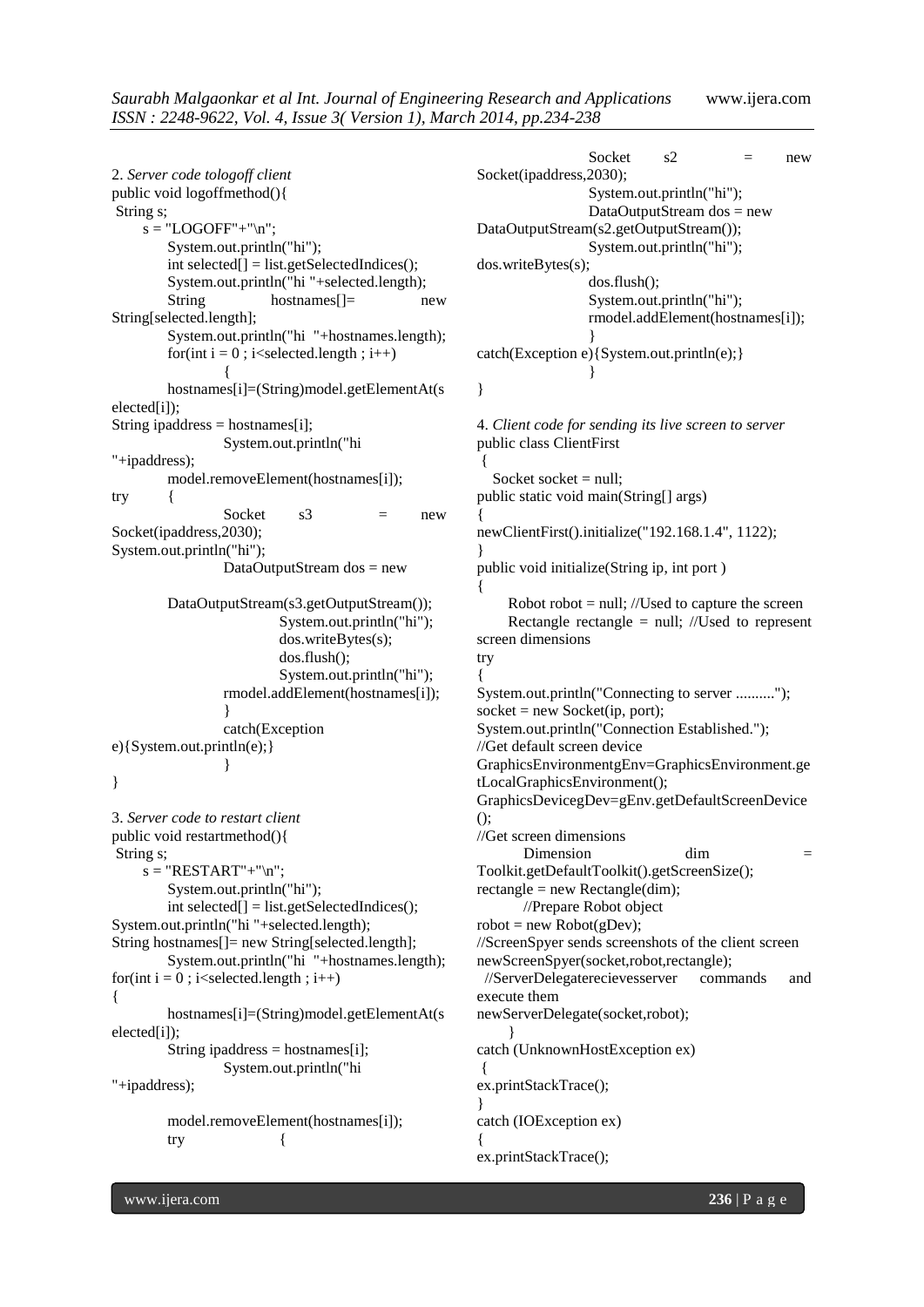2. *Server code tologoff client*

```
public void logoffmethod(){
 String s;
     s = "LOGOFF"+"\n";
        System.out.println("hi");
        int selected[] = list.getSelectedIndices();
        System.out.println("hi "+selected.length);
        String hostnames[]= new String[selected.length];
        System.out.println("hi  "+hostnames.length);
        for(int i = 0 ; i<selected.length ; i++)
                {
        hostnames[i]=(String)model.getElementAt(selected[i]);
String ipaddress = hostnames[i];
                System.out.println("hi "+ipaddress);
        model.removeElement(hostnames[i]);
try     {
                Socket s3 = new Socket(ipaddress,2030);
System.out.println("hi");
                DataOutputStream dos = new

        DataOutputStream(s3.getOutputStream());
                        System.out.println("hi");
                        dos.writeBytes(s);
                        dos.flush();
                        System.out.println("hi");
                rmodel.addElement(hostnames[i]);
                }
                catch(Exception e){System.out.println(e);}
                }
}
```

3. *Server code to restart client*

```
public void restartmethod(){
 String s;
     s = "RESTART"+"\n";
        System.out.println("hi");
        int selected[] = list.getSelectedIndices();
System.out.println("hi "+selected.length);
String hostnames[]= new String[selected.length];
        System.out.println("hi  "+hostnames.length);
for(int i = 0 ; i<selected.length ; i++)
{
        hostnames[i]=(String)model.getElementAt(selected[i]);
        String ipaddress = hostnames[i];
                System.out.println("hi "+ipaddress);

        model.removeElement(hostnames[i]);
        try             {
                Socket s2 = new Socket(ipaddress,2030);
                System.out.println("hi");
                DataOutputStream dos = new DataOutputStream(s2.getOutputStream());
                System.out.println("hi");
dos.writeBytes(s);
                dos.flush();
                System.out.println("hi");
                rmodel.addElement(hostnames[i]);
                }
catch(Exception e){System.out.println(e);}
                }
}
```

4. *Client code for sending its live screen to server*

```
public class ClientFirst
 {
   Socket socket = null;
public static void main(String[] args)
{
newClientFirst().initialize("192.168.1.4", 1122);
}
public void initialize(String ip, int port )
{
      Robot robot = null; //Used to capture the screen
      Rectangle rectangle = null; //Used to represent screen dimensions
try
{
System.out.println("Connecting to server ..........");
socket = new Socket(ip, port);
System.out.println("Connection Established.");
//Get default screen device
GraphicsEnvironmentgEnv=GraphicsEnvironment.getLocalGraphicsEnvironment();
GraphicsDevicegDev=gEnv.getDefaultScreenDevice();
//Get screen dimensions
       Dimension dim = Toolkit.getDefaultToolkit().getScreenSize();
rectangle = new Rectangle(dim);
          //Prepare Robot object
robot = new Robot(gDev);
//ScreenSpyer sends screenshots of the client screen
newScreenSpyer(socket,robot,rectangle);
 //ServerDelegaterecievesserver commands and execute them
newServerDelegate(socket,robot);
      }
catch (UnknownHostException ex)
 {
ex.printStackTrace();
}
catch (IOException ex)
{
ex.printStackTrace();
```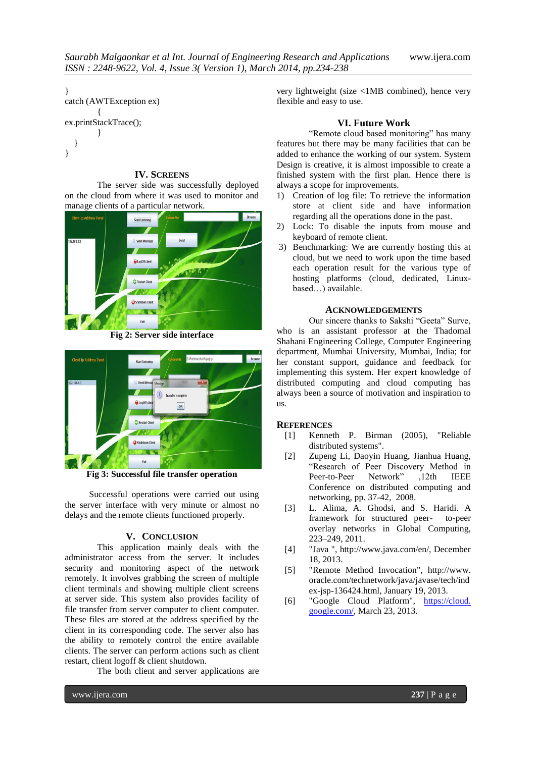```
}
catch (AWTException ex)
        {
ex.printStackTrace();
        }
    }
}
```

## IV. SCREENS

The server side was successfully deployed on the cloud from where it was used to monitor and manage clients of a particular network.

**Fig 2: Server side interface**

**Fig 3: Successful file transfer operation**

Successful operations were carried out using the server interface with very minute or almost no delays and the remote clients functioned properly.

## V. CONCLUSION

This application mainly deals with the administrator access from the server. It includes security and monitoring aspect of the network remotely. It involves grabbing the screen of multiple client terminals and showing multiple client screens at server side. This system also provides facility of file transfer from server computer to client computer. These files are stored at the address specified by the client in its corresponding code. The server also has the ability to remotely control the entire available clients. The server can perform actions such as client restart, client logoff & client shutdown.

The both client and server applications are very lightweight (size <1MB combined), hence very flexible and easy to use.

## VI. Future Work

"Remote cloud based monitoring" has many features but there may be many facilities that can be added to enhance the working of our system. System Design is creative, it is almost impossible to create a finished system with the first plan. Hence there is always a scope for improvements.

1) Creation of log file: To retrieve the information store at client side and have information regarding all the operations done in the past.
2) Lock: To disable the inputs from mouse and keyboard of remote client.
3) Benchmarking: We are currently hosting this at cloud, but we need to work upon the time based each operation result for the various type of hosting platforms (cloud, dedicated, Linux-based…) available.

## ACKNOWLEDGEMENTS

Our sincere thanks to Sakshi "Geeta" Surve, who is an assistant professor at the Thadomal Shahani Engineering College, Computer Engineering department, Mumbai University, Mumbai, India; for her constant support, guidance and feedback for implementing this system. Her expert knowledge of distributed computing and cloud computing has always been a source of motivation and inspiration to us.

## REFERENCES

[1] Kenneth P. Birman (2005), "Reliable distributed systems".

[2] Zupeng Li, Daoyin Huang, Jianhua Huang, "Research of Peer Discovery Method in Peer-to-Peer Network" ,12th IEEE Conference on distributed computing and networking, pp. 37-42, 2008.

[3] L. Alima, A. Ghodsi, and S. Haridi. A framework for structured peer- to-peer overlay networks in Global Computing, 223–249, 2011.

[4] "Java ", http://www.java.com/en/, December 18, 2013.

[5] "Remote Method Invocation", http://www.oracle.com/technetwork/java/javase/tech/index-jsp-136424.html, January 19, 2013.

[6] "Google Cloud Platform", https://cloud.google.com/, March 23, 2013.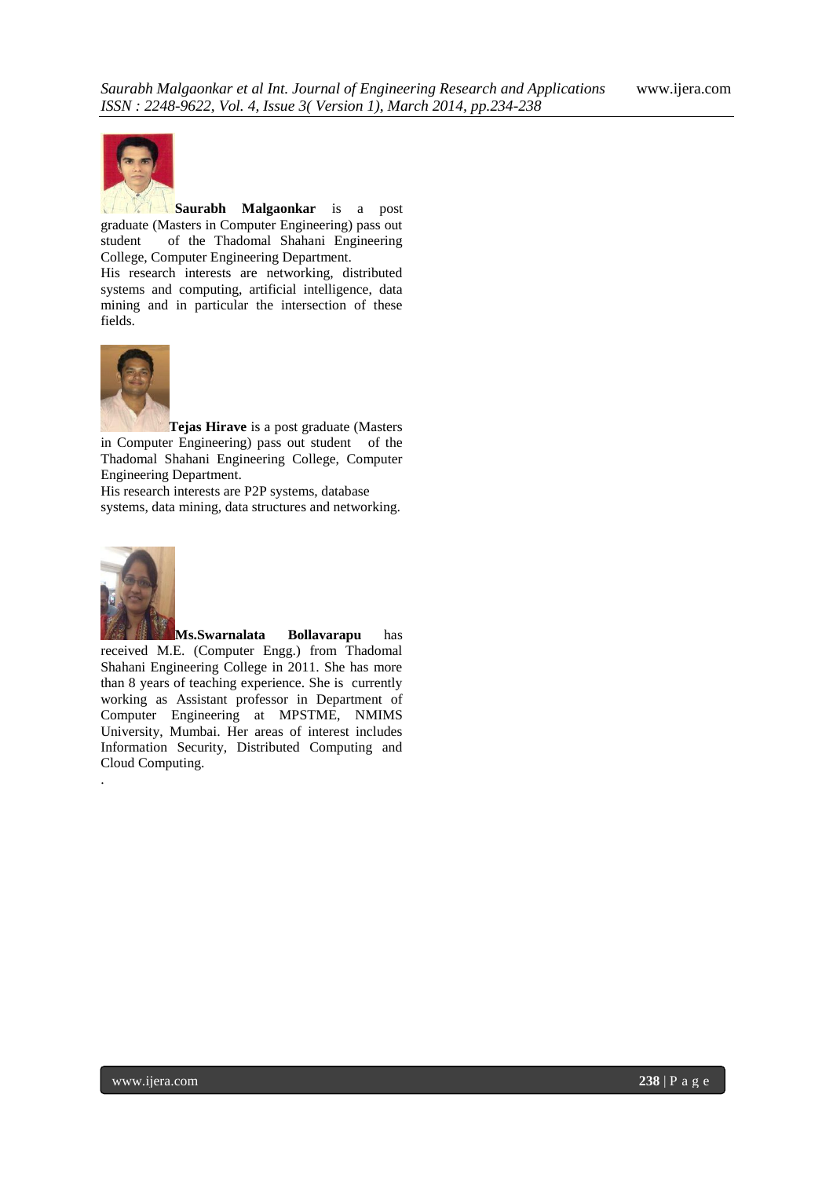**Saurabh Malgaonkar** is a post graduate (Masters in Computer Engineering) pass out student of the Thadomal Shahani Engineering College, Computer Engineering Department.
His research interests are networking, distributed systems and computing, artificial intelligence, data mining and in particular the intersection of these fields.

**Tejas Hirave** is a post graduate (Masters in Computer Engineering) pass out student of the Thadomal Shahani Engineering College, Computer Engineering Department.
His research interests are P2P systems, database systems, data mining, data structures and networking.

**Ms.Swarnalata Bollavarapu** has received M.E. (Computer Engg.) from Thadomal Shahani Engineering College in 2011. She has more than 8 years of teaching experience. She is currently working as Assistant professor in Department of Computer Engineering at MPSTME, NMIMS University, Mumbai. Her areas of interest includes Information Security, Distributed Computing and Cloud Computing.

.